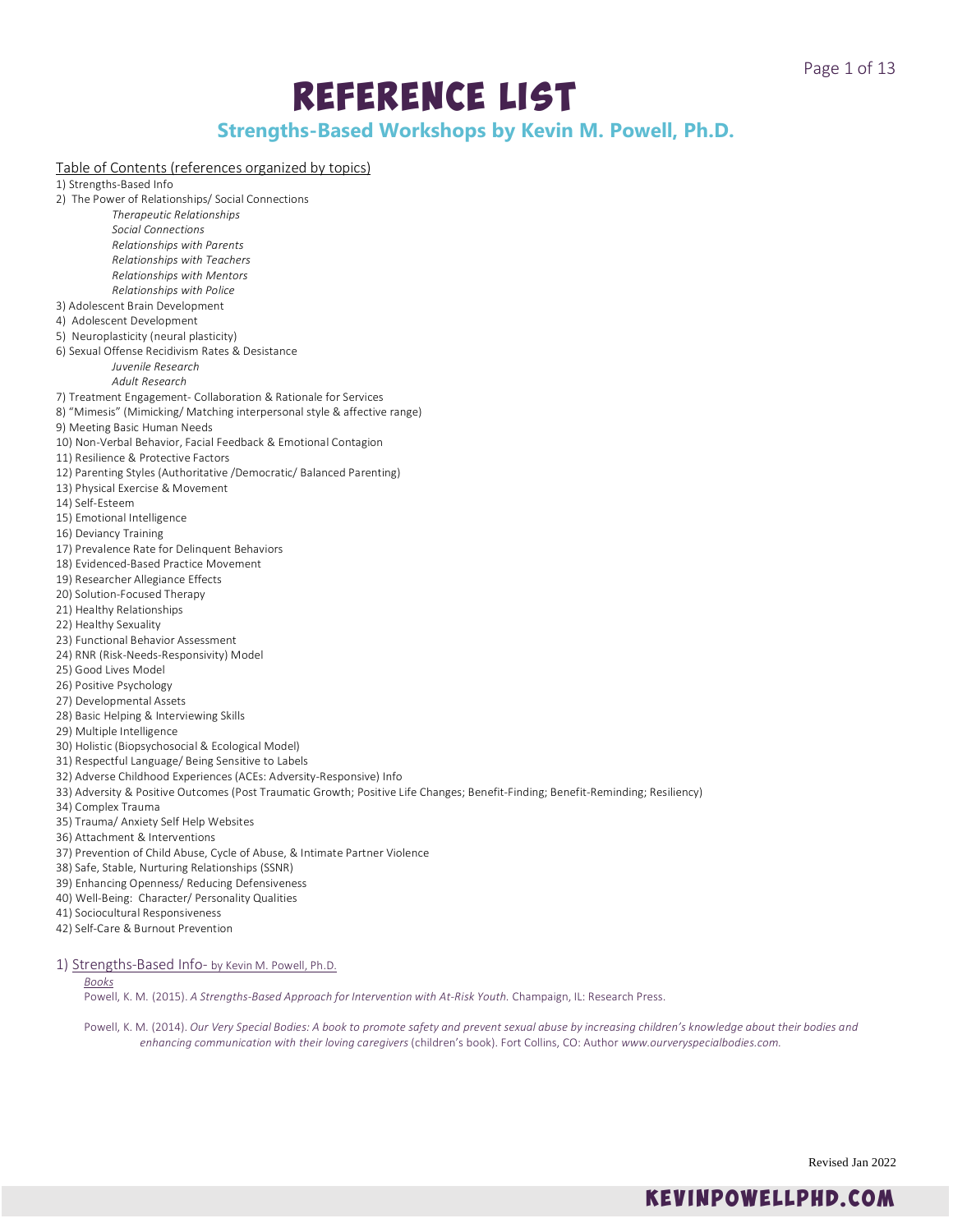# REFERENCE LIST

## Strengths-Based Workshops by Kevin M. Powell, Ph.D.

Table of Contents (references organized by topics)

1) Strengths-Based Info
2) The Power of Relationships/ Social Connections
   - *Therapeutic Relationships*
   - *Social Connections*
   - *Relationships with Parents*
   - *Relationships with Teachers*
   - *Relationships with Mentors*
   - *Relationships with Police*
3) Adolescent Brain Development
4) Adolescent Development
5) Neuroplasticity (neural plasticity)
6) Sexual Offense Recidivism Rates & Desistance
   - *Juvenile Research*
   - *Adult Research*
7) Treatment Engagement- Collaboration & Rationale for Services
8) "Mimesis" (Mimicking/ Matching interpersonal style & affective range)
9) Meeting Basic Human Needs
10) Non-Verbal Behavior, Facial Feedback & Emotional Contagion
11) Resilience & Protective Factors
12) Parenting Styles (Authoritative /Democratic/ Balanced Parenting)
13) Physical Exercise & Movement
14) Self-Esteem
15) Emotional Intelligence
16) Deviancy Training
17) Prevalence Rate for Delinquent Behaviors
18) Evidenced-Based Practice Movement
19) Researcher Allegiance Effects
20) Solution-Focused Therapy
21) Healthy Relationships
22) Healthy Sexuality
23) Functional Behavior Assessment
24) RNR (Risk-Needs-Responsivity) Model
25) Good Lives Model
26) Positive Psychology
27) Developmental Assets
28) Basic Helping & Interviewing Skills
29) Multiple Intelligence
30) Holistic (Biopsychosocial & Ecological Model)
31) Respectful Language/ Being Sensitive to Labels
32) Adverse Childhood Experiences (ACEs: Adversity-Responsive) Info
33) Adversity & Positive Outcomes (Post Traumatic Growth; Positive Life Changes; Benefit-Finding; Benefit-Reminding; Resiliency)
34) Complex Trauma
35) Trauma/ Anxiety Self Help Websites
36) Attachment & Interventions
37) Prevention of Child Abuse, Cycle of Abuse, & Intimate Partner Violence
38) Safe, Stable, Nurturing Relationships (SSNR)
39) Enhancing Openness/ Reducing Defensiveness
40) Well-Being: Character/ Personality Qualities
41) Sociocultural Responsiveness
42) Self-Care & Burnout Prevention

### 1) Strengths-Based Info- by Kevin M. Powell, Ph.D.

*Books*

Powell, K. M. (2015). *A Strengths-Based Approach for Intervention with At-Risk Youth.* Champaign, IL: Research Press.

Powell, K. M. (2014). *Our Very Special Bodies: A book to promote safety and prevent sexual abuse by increasing children's knowledge about their bodies and enhancing communication with their loving caregivers* (children's book). Fort Collins, CO: Author *www.ourveryspecialbodies.com.*

Revised Jan 2022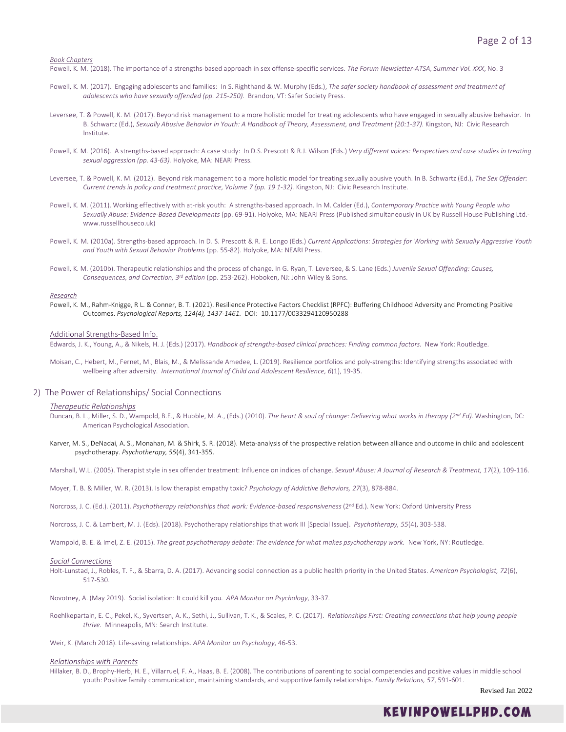*Book Chapters*

Powell, K. M. (2018). The importance of a strengths-based approach in sex offense-specific services. *The Forum Newsletter-ATSA, Summer Vol. XXX*, No. 3

Powell, K. M. (2017). Engaging adolescents and families: In S. Righthand & W. Murphy (Eds.), *The safer society handbook of assessment and treatment of adolescents who have sexually offended (pp. 215-250).* Brandon, VT: Safer Society Press.

Leversee, T. & Powell, K. M. (2017). Beyond risk management to a more holistic model for treating adolescents who have engaged in sexually abusive behavior. In B. Schwartz (Ed.), *Sexually Abusive Behavior in Youth: A Handbook of Theory, Assessment, and Treatment (20:1-37).* Kingston, NJ: Civic Research Institute.

Powell, K. M. (2016). A strengths-based approach: A case study: In D.S. Prescott & R.J. Wilson (Eds.) *Very different voices: Perspectives and case studies in treating sexual aggression (pp. 43-63).* Holyoke, MA: NEARI Press.

Leversee, T. & Powell, K. M. (2012). Beyond risk management to a more holistic model for treating sexually abusive youth. In B. Schwartz (Ed.), *The Sex Offender: Current trends in policy and treatment practice, Volume 7 (pp. 19 1-32).* Kingston, NJ: Civic Research Institute.

Powell, K. M. (2011). Working effectively with at-risk youth: A strengths-based approach. In M. Calder (Ed.), *Contemporary Practice with Young People who Sexually Abuse: Evidence-Based Developments* (pp. 69-91). Holyoke, MA: NEARI Press (Published simultaneously in UK by Russell House Publishing Ltd.- www.russellhouseco.uk)

Powell, K. M. (2010a). Strengths-based approach. In D. S. Prescott & R. E. Longo (Eds.) *Current Applications: Strategies for Working with Sexually Aggressive Youth and Youth with Sexual Behavior Problems* (pp. 55-82). Holyoke, MA: NEARI Press.

Powell, K. M. (2010b). Therapeutic relationships and the process of change. In G. Ryan, T. Leversee, & S. Lane (Eds.) *Juvenile Sexual Offending: Causes, Consequences, and Correction, 3rd edition* (pp. 253-262). Hoboken, NJ: John Wiley & Sons.

*Research*

Powell, K. M., Rahm-Knigge, R L. & Conner, B. T. (2021). Resilience Protective Factors Checklist (RPFC): Buffering Childhood Adversity and Promoting Positive Outcomes. *Psychological Reports, 124(4), 1437-1461.* DOI: 10.1177/0033294120950288

Additional Strengths-Based Info.

Edwards, J. K., Young, A., & Nikels, H. J. (Eds.) (2017). *Handbook of strengths-based clinical practices: Finding common factors.* New York: Routledge.

Moisan, C., Hebert, M., Fernet, M., Blais, M., & Melissande Amedee, L. (2019). Resilience portfolios and poly-strengths: Identifying strengths associated with wellbeing after adversity. *International Journal of Child and Adolescent Resilience, 6*(1), 19-35.

## 2) The Power of Relationships/ Social Connections

*Therapeutic Relationships*

Duncan, B. L., Miller, S. D., Wampold, B.E., & Hubble, M. A., (Eds.) (2010). *The heart & soul of change: Delivering what works in therapy (2nd Ed).* Washington, DC: American Psychological Association.

Karver, M. S., DeNadai, A. S., Monahan, M. & Shirk, S. R. (2018). Meta-analysis of the prospective relation between alliance and outcome in child and adolescent psychotherapy. *Psychotherapy, 55*(4), 341-355.

Marshall, W.L. (2005). Therapist style in sex offender treatment: Influence on indices of change. *Sexual Abuse: A Journal of Research & Treatment, 17*(2), 109-116.

Moyer, T. B. & Miller, W. R. (2013). Is low therapist empathy toxic? *Psychology of Addictive Behaviors, 27*(3), 878-884.

Norcross, J. C. (Ed.). (2011). *Psychotherapy relationships that work: Evidence-based responsiveness* (2nd Ed.). New York: Oxford University Press

Norcross, J. C. & Lambert, M. J. (Eds). (2018). Psychotherapy relationships that work III [Special Issue]. *Psychotherapy, 55*(4), 303-538.

Wampold, B. E. & Imel, Z. E. (2015). *The great psychotherapy debate: The evidence for what makes psychotherapy work.* New York, NY: Routledge.

*Social Connections*

Holt-Lunstad, J., Robles, T. F., & Sbarra, D. A. (2017). Advancing social connection as a public health priority in the United States. *American Psychologist, 72*(6), 517-530.

Novotney, A. (May 2019). Social isolation: It could kill you. *APA Monitor on Psychology*, 33-37.

Roehlkepartain, E. C., Pekel, K., Syvertsen, A. K., Sethi, J., Sullivan, T. K., & Scales, P. C. (2017). *Relationships First: Creating connections that help young people thrive.* Minneapolis, MN: Search Institute.

Weir, K. (March 2018). Life-saving relationships. *APA Monitor on Psychology*, 46-53.

*Relationships with Parents*

Hillaker, B. D., Brophy-Herb, H. E., Villarruel, F. A., Haas, B. E. (2008). The contributions of parenting to social competencies and positive values in middle school youth: Positive family communication, maintaining standards, and supportive family relationships. *Family Relations, 57*, 591-601.

Revised Jan 2022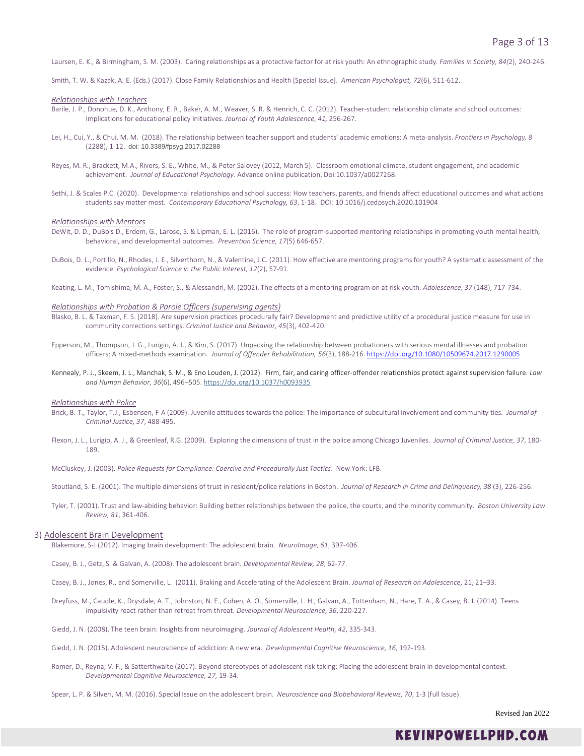Laursen, E. K., & Birmingham, S. M. (2003). Caring relationships as a protective factor for at risk youth: An ethnographic study. *Families in Society, 84(*2), 240-246.

Smith, T. W. & Kazak, A. E. (Eds.) (2017). Close Family Relationships and Health [Special Issue]. *American Psychologist, 72*(6), 511-612.

*Relationships with Teachers*

Barile, J. P., Donohue, D. K., Anthony, E. R., Baker, A. M., Weaver, S. R. & Henrich, C. C. (2012). Teacher-student relationship climate and school outcomes: Implications for educational policy initiatives. *Journal of Youth Adolescence, 41,* 256-267.

Lei, H., Cui, Y., & Chui, M. M. (2018). The relationship between teacher support and students' academic emotions: A meta-analysis. *Frontiers in Psychology, 8* (2288), 1-12. doi: 10.3389/fpsyg.2017.02288

Reyes, M. R., Brackett, M.A., Rivers, S. E., White, M., & Peter Salovey (2012, March 5). Classroom emotional climate, student engagement, and academic achievement. *Journal of Educational Psychology*. Advance online publication. Doi:10.1037/a0027268.

Sethi, J. & Scales P.C. (2020). Developmental relationships and school success: How teachers, parents, and friends affect educational outcomes and what actions students say matter most. *Contemporary Educational Psychology, 63*, 1-18. DOI: 10.1016/j.cedpsych.2020.101904

*Relationships with Mentors*

DeWit, D. D., DuBois D., Erdem, G., Larose, S. & Lipman, E. L. (2016). The role of program-supported mentoring relationships in promoting youth mental health, behavioral, and developmental outcomes. *Prevention Science, 17*(5) 646-657.

DuBois, D. L., Portillo, N., Rhodes, J. E., Silverthorn, N., & Valentine, J.C. (2011). How effective are mentoring programs for youth? A systematic assessment of the evidence. *Psychological Science in the Public Interest, 12*(2), 57-91.

Keating, L. M., Tomishima, M. A., Foster, S., & Alessandri, M. (2002). The effects of a mentoring program on at risk youth. *Adolescence, 37* (148), 717-734.

*Relationships with Probation & Parole Officers (supervising agents)*

Blasko, B. L. & Taxman, F. S. (2018). Are supervision practices procedurally fair? Development and predictive utility of a procedural justice measure for use in community corrections settings. *Criminal Justice and Behavior, 45*(3), 402-420.

Epperson, M., Thompson, J. G., Lurigio, A. J., & Kim, S. (2017). Unpacking the relationship between probationers with serious mental illnesses and probation officers: A mixed-methods examination. *Journal of Offender Rehabilitation, 56*(3), 188-216. https://doi.org/10.1080/10509674.2017.1290005

Kennealy, P. J., Skeem, J. L., Manchak, S. M., & Eno Louden, J. (2012). Firm, fair, and caring officer-offender relationships protect against supervision failure. *Law and Human Behavior, 36*(6), 496–505. https://doi.org/10.1037/h0093935

*Relationships with Police*

Brick, B. T., Taylor, T.J., Esbensen, F-A (2009). Juvenile attitudes towards the police: The importance of subcultural involvement and community ties. *Journal of Criminal Justice, 37*, 488-495.

Flexon, J. L., Lurigio, A. J., & Greenleaf, R.G. (2009). Exploring the dimensions of trust in the police among Chicago Juveniles. *Journal of Criminal Justice, 37*, 180-189.

McCluskey, J. (2003). *Police Requests for Compliance: Coercive and Procedurally Just Tactics*. New York: LFB.

Stoutland, S. E. (2001). The multiple dimensions of trust in resident/police relations in Boston. *Journal of Research in Crime and Delinquency, 38* (3), 226-256.

Tyler, T. (2001). Trust and law-abiding behavior: Building better relationships between the police, the courts, and the minority community. *Boston University Law Review, 81*, 361-406.

## 3) Adolescent Brain Development

Blakemore, S-J (2012). Imaging brain development: The adolescent brain. *NeuroImage, 61*, 397-406.

Casey, B. J., Getz, S. & Galvan, A. (2008). The adolescent brain*. Developmental Review, 28*, 62-77.

Casey, B. J., Jones, R., and Somerville, L. (2011). Braking and Accelerating of the Adolescent Brain. *Journal of Research on Adolescence,* 21, 21–33.

Dreyfuss, M., Caudle, K., Drysdale, A. T., Johnston, N. E., Cohen, A. O., Somerville, L. H., Galvan, A., Tottenham, N., Hare, T. A., & Casey, B. J. (2014). Teens impulsivity react rather than retreat from threat. *Developmental Neuroscience, 36*, 220-227.

Giedd, J. N. (2008). The teen brain: Insights from neuroimaging. *Journal of Adolescent Health, 42*, 335-343.

Giedd, J. N. (2015). Adolescent neuroscience of addiction: A new era. *Developmental Cognitive Neuroscience, 16*, 192-193.

Romer, D., Reyna, V. F., & Satterthwaite (2017). Beyond stereotypes of adolescent risk taking: Placing the adolescent brain in developmental context. *Developmental Cognitive Neuroscience, 27,* 19-34.

Spear, L. P. & Silveri, M. M. (2016). Special Issue on the adolescent brain. *Neuroscience and Biobehavioral Reviews, 70*, 1-3 (full Issue).

Revised Jan 2022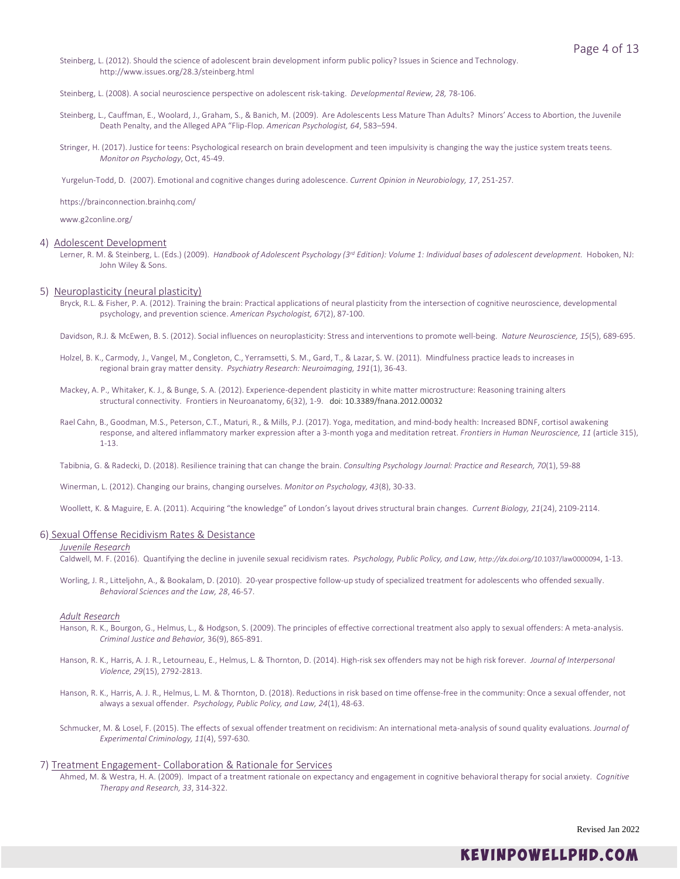Steinberg, L. (2012). Should the science of adolescent brain development inform public policy? Issues in Science and Technology. http://www.issues.org/28.3/steinberg.html

Steinberg, L. (2008). A social neuroscience perspective on adolescent risk-taking. *Developmental Review, 28,* 78-106.

Steinberg, L., Cauffman, E., Woolard, J., Graham, S., & Banich, M. (2009). Are Adolescents Less Mature Than Adults? Minors' Access to Abortion, the Juvenile Death Penalty, and the Alleged APA "Flip-Flop. *American Psychologist, 64*, 583–594.

Stringer, H. (2017). Justice for teens: Psychological research on brain development and teen impulsivity is changing the way the justice system treats teens. *Monitor on Psychology*, Oct, 45-49.

Yurgelun-Todd, D. (2007). Emotional and cognitive changes during adolescence. *Current Opinion in Neurobiology, 17*, 251-257.

https://brainconnection.brainhq.com/

www.g2conline.org/

## 4) Adolescent Development

Lerner, R. M. & Steinberg, L. (Eds.) (2009). *Handbook of Adolescent Psychology (3rd Edition): Volume 1: Individual bases of adolescent development.* Hoboken, NJ: John Wiley & Sons.

## 5) Neuroplasticity (neural plasticity)

Bryck, R.L. & Fisher, P. A. (2012). Training the brain: Practical applications of neural plasticity from the intersection of cognitive neuroscience, developmental psychology, and prevention science. *American Psychologist, 67*(2), 87-100.

Davidson, R.J. & McEwen, B. S. (2012). Social influences on neuroplasticity: Stress and interventions to promote well-being. *Nature Neuroscience, 15*(5), 689-695.

Holzel, B. K., Carmody, J., Vangel, M., Congleton, C., Yerramsetti, S. M., Gard, T., & Lazar, S. W. (2011). Mindfulness practice leads to increases in regional brain gray matter density. *Psychiatry Research: Neuroimaging, 191*(1), 36-43.

Mackey, A. P., Whitaker, K. J., & Bunge, S. A. (2012). Experience-dependent plasticity in white matter microstructure: Reasoning training alters structural connectivity. Frontiers in Neuroanatomy, 6(32), 1-9. doi: 10.3389/fnana.2012.00032

Rael Cahn, B., Goodman, M.S., Peterson, C.T., Maturi, R., & Mills, P.J. (2017). Yoga, meditation, and mind-body health: Increased BDNF, cortisol awakening response, and altered inflammatory marker expression after a 3-month yoga and meditation retreat. *Frontiers in Human Neuroscience, 11* (article 315), 1-13.

Tabibnia, G. & Radecki, D. (2018). Resilience training that can change the brain. *Consulting Psychology Journal: Practice and Research, 70*(1), 59-88

Winerman, L. (2012). Changing our brains, changing ourselves. *Monitor on Psychology, 43*(8), 30-33.

Woollett, K. & Maguire, E. A. (2011). Acquiring "the knowledge" of London's layout drives structural brain changes. *Current Biology, 21*(24), 2109-2114.

## 6) Sexual Offense Recidivism Rates & Desistance

### *Juvenile Research*

Caldwell, M. F. (2016). Quantifying the decline in juvenile sexual recidivism rates. *Psychology, Public Policy, and Law*, *http://dx.doi.org/10.*1037/law0000094, 1-13.

Worling, J. R., Litteljohn, A., & Bookalam, D. (2010). 20-year prospective follow-up study of specialized treatment for adolescents who offended sexually. *Behavioral Sciences and the Law, 28*, 46-57.

### *Adult Research*

Hanson, R. K., Bourgon, G., Helmus, L., & Hodgson, S. (2009). The principles of effective correctional treatment also apply to sexual offenders: A meta-analysis. *Criminal Justice and Behavior,* 36(9), 865-891.

Hanson, R. K., Harris, A. J. R., Letourneau, E., Helmus, L. & Thornton, D. (2014). High-risk sex offenders may not be high risk forever. *Journal of Interpersonal Violence, 29*(15), 2792-2813.

Hanson, R. K., Harris, A. J. R., Helmus, L. M. & Thornton, D. (2018). Reductions in risk based on time offense-free in the community: Once a sexual offender, not always a sexual offender. *Psychology, Public Policy, and Law, 24*(1), 48-63.

Schmucker, M. & Losel, F. (2015). The effects of sexual offender treatment on recidivism: An international meta-analysis of sound quality evaluations. *Journal of Experimental Criminology, 11*(4), 597-630.

## 7) Treatment Engagement- Collaboration & Rationale for Services

Ahmed, M. & Westra, H. A. (2009). Impact of a treatment rationale on expectancy and engagement in cognitive behavioral therapy for social anxiety. *Cognitive Therapy and Research, 33*, 314-322.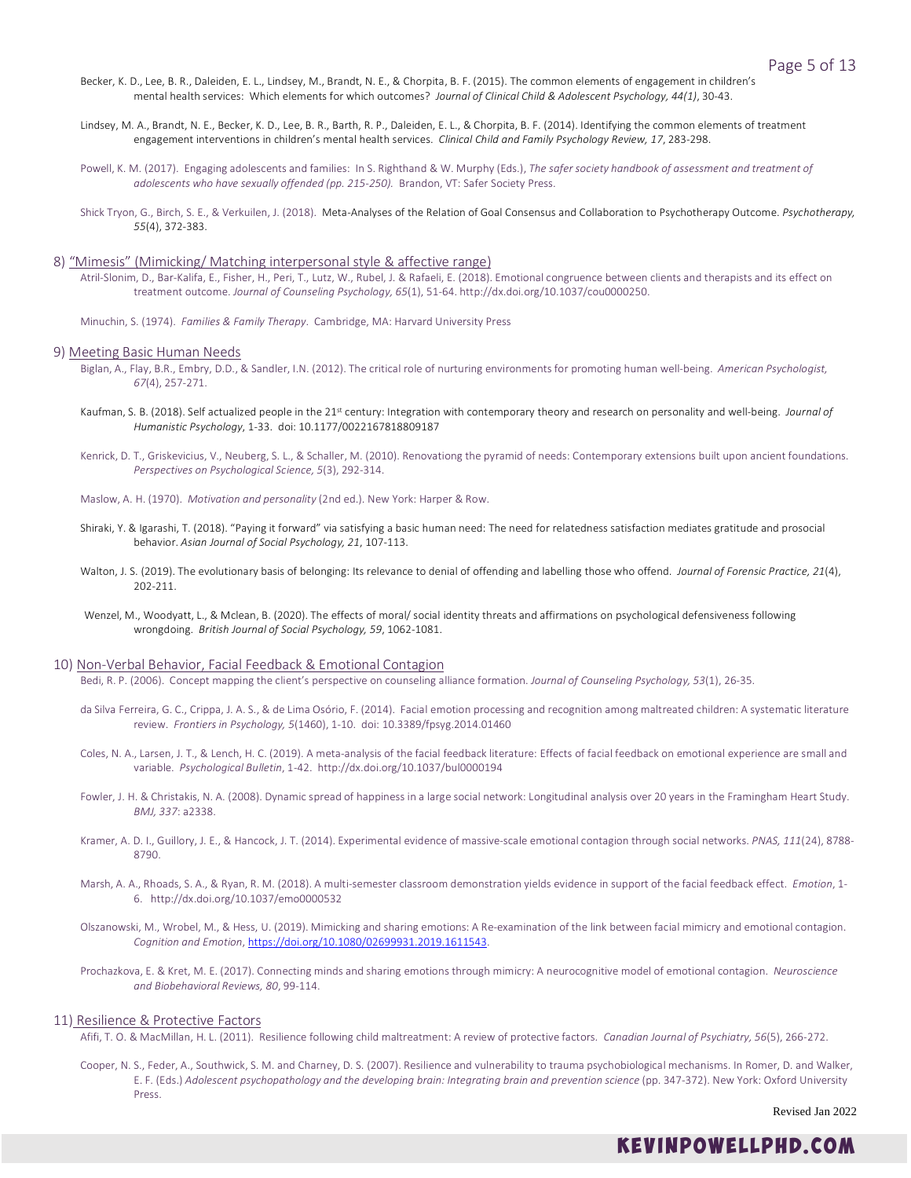Becker, K. D., Lee, B. R., Daleiden, E. L., Lindsey, M., Brandt, N. E., & Chorpita, B. F. (2015). The common elements of engagement in children's mental health services: Which elements for which outcomes? *Journal of Clinical Child & Adolescent Psychology, 44(1)*, 30-43.

Lindsey, M. A., Brandt, N. E., Becker, K. D., Lee, B. R., Barth, R. P., Daleiden, E. L., & Chorpita, B. F. (2014). Identifying the common elements of treatment engagement interventions in children's mental health services. *Clinical Child and Family Psychology Review, 17*, 283-298.

Powell, K. M. (2017). Engaging adolescents and families: In S. Righthand & W. Murphy (Eds.), *The safer society handbook of assessment and treatment of adolescents who have sexually offended (pp. 215-250).* Brandon, VT: Safer Society Press.

Shick Tryon, G., Birch, S. E., & Verkuilen, J. (2018). Meta-Analyses of the Relation of Goal Consensus and Collaboration to Psychotherapy Outcome. *Psychotherapy, 55*(4), 372-383.

## 8) "Mimesis" (Mimicking/ Matching interpersonal style & affective range)

Atril-Slonim, D., Bar-Kalifa, E., Fisher, H., Peri, T., Lutz, W., Rubel, J. & Rafaeli, E. (2018). Emotional congruence between clients and therapists and its effect on treatment outcome. *Journal of Counseling Psychology, 65*(1), 51-64. http://dx.doi.org/10.1037/cou0000250.

Minuchin, S. (1974). *Families & Family Therapy*. Cambridge, MA: Harvard University Press

## 9) Meeting Basic Human Needs

Biglan, A., Flay, B.R., Embry, D.D., & Sandler, I.N. (2012). The critical role of nurturing environments for promoting human well-being. *American Psychologist, 67*(4), 257-271.

Kaufman, S. B. (2018). Self actualized people in the 21st century: Integration with contemporary theory and research on personality and well-being. *Journal of Humanistic Psychology*, 1-33. doi: 10.1177/0022167818809187

Kenrick, D. T., Griskevicius, V., Neuberg, S. L., & Schaller, M. (2010). Renovationg the pyramid of needs: Contemporary extensions built upon ancient foundations. *Perspectives on Psychological Science, 5*(3), 292-314.

Maslow, A. H. (1970). *Motivation and personality* (2nd ed.). New York: Harper & Row.

Shiraki, Y. & Igarashi, T. (2018). "Paying it forward" via satisfying a basic human need: The need for relatedness satisfaction mediates gratitude and prosocial behavior. *Asian Journal of Social Psychology, 21*, 107-113.

Walton, J. S. (2019). The evolutionary basis of belonging: Its relevance to denial of offending and labelling those who offend. *Journal of Forensic Practice, 21*(4), 202-211.

Wenzel, M., Woodyatt, L., & Mclean, B. (2020). The effects of moral/ social identity threats and affirmations on psychological defensiveness following wrongdoing. *British Journal of Social Psychology, 59*, 1062-1081.

## 10) Non-Verbal Behavior, Facial Feedback & Emotional Contagion

Bedi, R. P. (2006). Concept mapping the client's perspective on counseling alliance formation. *Journal of Counseling Psychology, 53*(1), 26-35.

da Silva Ferreira, G. C., Crippa, J. A. S., & de Lima Osório, F. (2014). Facial emotion processing and recognition among maltreated children: A systematic literature review. *Frontiers in Psychology, 5*(1460), 1-10. doi: 10.3389/fpsyg.2014.01460

Coles, N. A., Larsen, J. T., & Lench, H. C. (2019). A meta-analysis of the facial feedback literature: Effects of facial feedback on emotional experience are small and variable. *Psychological Bulletin*, 1-42. http://dx.doi.org/10.1037/bul0000194

Fowler, J. H. & Christakis, N. A. (2008). Dynamic spread of happiness in a large social network: Longitudinal analysis over 20 years in the Framingham Heart Study. *BMJ, 337*: a2338.

Kramer, A. D. I., Guillory, J. E., & Hancock, J. T. (2014). Experimental evidence of massive-scale emotional contagion through social networks. *PNAS, 111*(24), 8788-8790.

Marsh, A. A., Rhoads, S. A., & Ryan, R. M. (2018). A multi-semester classroom demonstration yields evidence in support of the facial feedback effect. *Emotion*, 1-6. http://dx.doi.org/10.1037/emo0000532

Olszanowski, M., Wrobel, M., & Hess, U. (2019). Mimicking and sharing emotions: A Re-examination of the link between facial mimicry and emotional contagion. *Cognition and Emotion*, https://doi.org/10.1080/02699931.2019.1611543.

Prochazkova, E. & Kret, M. E. (2017). Connecting minds and sharing emotions through mimicry: A neurocognitive model of emotional contagion. *Neuroscience and Biobehavioral Reviews, 80*, 99-114.

## 11) Resilience & Protective Factors

Afifi, T. O. & MacMillan, H. L. (2011). Resilience following child maltreatment: A review of protective factors. *Canadian Journal of Psychiatry, 56*(5), 266-272.

Cooper, N. S., Feder, A., Southwick, S. M. and Charney, D. S. (2007). Resilience and vulnerability to trauma psychobiological mechanisms. In Romer, D. and Walker, E. F. (Eds.) *Adolescent psychopathology and the developing brain: Integrating brain and prevention science* (pp. 347-372). New York: Oxford University Press.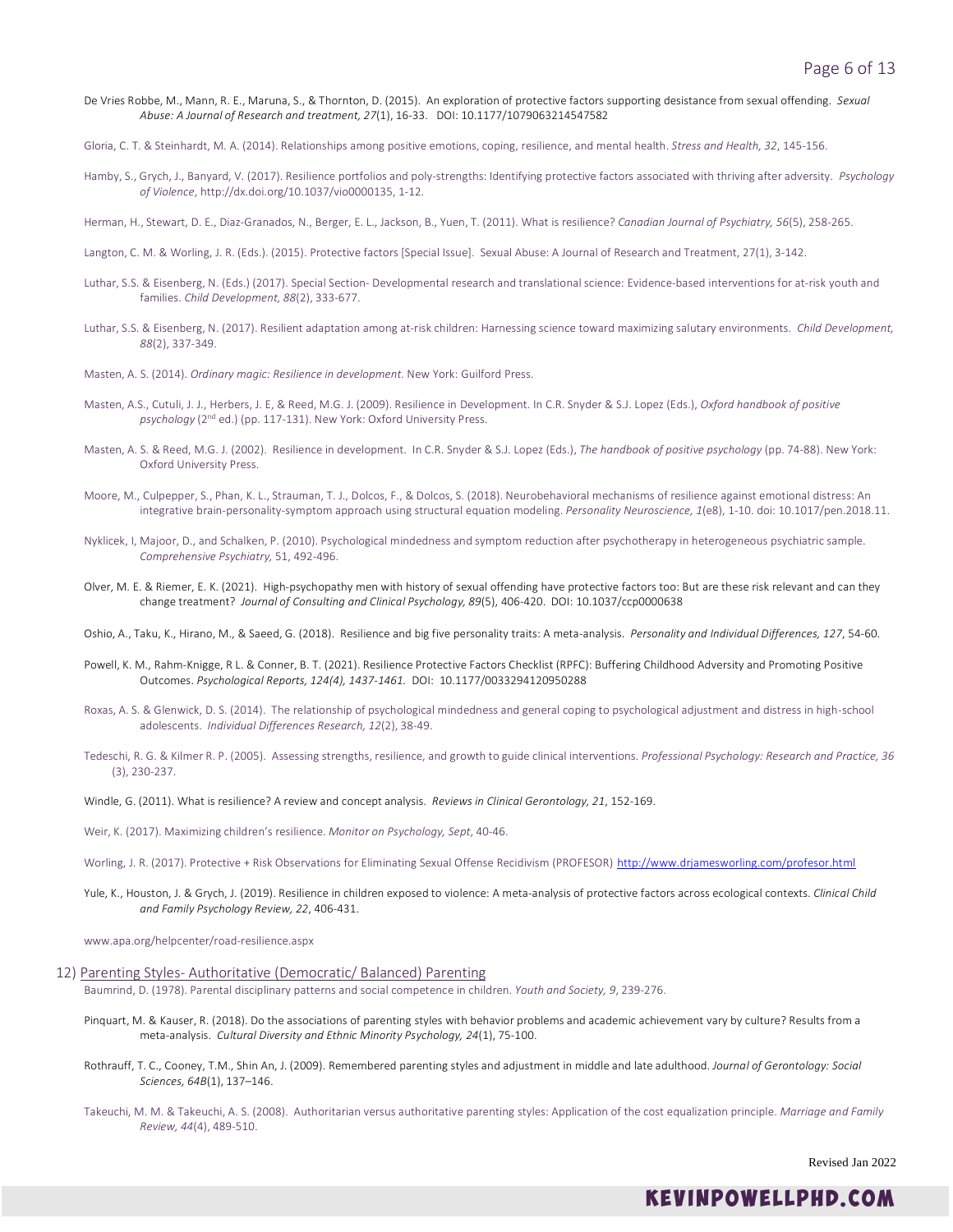De Vries Robbe, M., Mann, R. E., Maruna, S., & Thornton, D. (2015). An exploration of protective factors supporting desistance from sexual offending. *Sexual Abuse: A Journal of Research and treatment, 27*(1), 16-33. DOI: 10.1177/1079063214547582

Gloria, C. T. & Steinhardt, M. A. (2014). Relationships among positive emotions, coping, resilience, and mental health. *Stress and Health, 32*, 145-156.

Hamby, S., Grych, J., Banyard, V. (2017). Resilience portfolios and poly-strengths: Identifying protective factors associated with thriving after adversity. *Psychology of Violence*, http://dx.doi.org/10.1037/vio0000135, 1-12.

Herman, H., Stewart, D. E., Diaz-Granados, N., Berger, E. L., Jackson, B., Yuen, T. (2011). What is resilience? *Canadian Journal of Psychiatry, 56*(5), 258-265.

Langton, C. M. & Worling, J. R. (Eds.). (2015). Protective factors [Special Issue]. Sexual Abuse: A Journal of Research and Treatment, 27(1), 3-142.

Luthar, S.S. & Eisenberg, N. (Eds.) (2017). Special Section- Developmental research and translational science: Evidence-based interventions for at-risk youth and families. *Child Development, 88*(2), 333-677.

Luthar, S.S. & Eisenberg, N. (2017). Resilient adaptation among at-risk children: Harnessing science toward maximizing salutary environments. *Child Development, 88*(2), 337-349.

Masten, A. S. (2014). *Ordinary magic: Resilience in development.* New York: Guilford Press.

Masten, A.S., Cutuli, J. J., Herbers, J. E, & Reed, M.G. J. (2009). Resilience in Development. In C.R. Snyder & S.J. Lopez (Eds.), *Oxford handbook of positive psychology* (2nd ed.) (pp. 117-131). New York: Oxford University Press.

Masten, A. S. & Reed, M.G. J. (2002). Resilience in development. In C.R. Snyder & S.J. Lopez (Eds.), *The handbook of positive psychology* (pp. 74-88). New York: Oxford University Press.

Moore, M., Culpepper, S., Phan, K. L., Strauman, T. J., Dolcos, F., & Dolcos, S. (2018). Neurobehavioral mechanisms of resilience against emotional distress: An integrative brain-personality-symptom approach using structural equation modeling. *Personality Neuroscience, 1*(e8), 1-10. doi: 10.1017/pen.2018.11.

Nyklicek, I, Majoor, D., and Schalken, P. (2010). Psychological mindedness and symptom reduction after psychotherapy in heterogeneous psychiatric sample. *Comprehensive Psychiatry,* 51, 492-496.

Olver, M. E. & Riemer, E. K. (2021). High-psychopathy men with history of sexual offending have protective factors too: But are these risk relevant and can they change treatment? *Journal of Consulting and Clinical Psychology, 89*(5), 406-420. DOI: 10.1037/ccp0000638

Oshio, A., Taku, K., Hirano, M., & Saeed, G. (2018). Resilience and big five personality traits: A meta-analysis. *Personality and Individual Differences, 127*, 54-60.

Powell, K. M., Rahm-Knigge, R L. & Conner, B. T. (2021). Resilience Protective Factors Checklist (RPFC): Buffering Childhood Adversity and Promoting Positive Outcomes. *Psychological Reports, 124(4), 1437-1461.* DOI: 10.1177/0033294120950288

Roxas, A. S. & Glenwick, D. S. (2014). The relationship of psychological mindedness and general coping to psychological adjustment and distress in high-school adolescents. *Individual Differences Research, 12*(2), 38-49.

Tedeschi, R. G. & Kilmer R. P. (2005). Assessing strengths, resilience, and growth to guide clinical interventions. *Professional Psychology: Research and Practice, 36* (3), 230-237.

Windle, G. (2011). What is resilience? A review and concept analysis. *Reviews in Clinical Gerontology, 21*, 152-169.

Weir, K. (2017). Maximizing children's resilience. *Monitor on Psychology, Sept*, 40-46.

Worling, J. R. (2017). Protective + Risk Observations for Eliminating Sexual Offense Recidivism (PROFESOR) http://www.drjamesworling.com/profesor.html

Yule, K., Houston, J. & Grych, J. (2019). Resilience in children exposed to violence: A meta-analysis of protective factors across ecological contexts. *Clinical Child and Family Psychology Review, 22*, 406-431.

www.apa.org/helpcenter/road-resilience.aspx

12) Parenting Styles- Authoritative (Democratic/ Balanced) Parenting

Baumrind, D. (1978). Parental disciplinary patterns and social competence in children. *Youth and Society, 9*, 239-276.

Pinquart, M. & Kauser, R. (2018). Do the associations of parenting styles with behavior problems and academic achievement vary by culture? Results from a meta-analysis. *Cultural Diversity and Ethnic Minority Psychology, 24*(1), 75-100.

Rothrauff, T. C., Cooney, T.M., Shin An, J. (2009). Remembered parenting styles and adjustment in middle and late adulthood. *Journal of Gerontology: Social Sciences, 64B*(1), 137–146.

Takeuchi, M. M. & Takeuchi, A. S. (2008). Authoritarian versus authoritative parenting styles: Application of the cost equalization principle. *Marriage and Family Review, 44*(4), 489-510.

Revised Jan 2022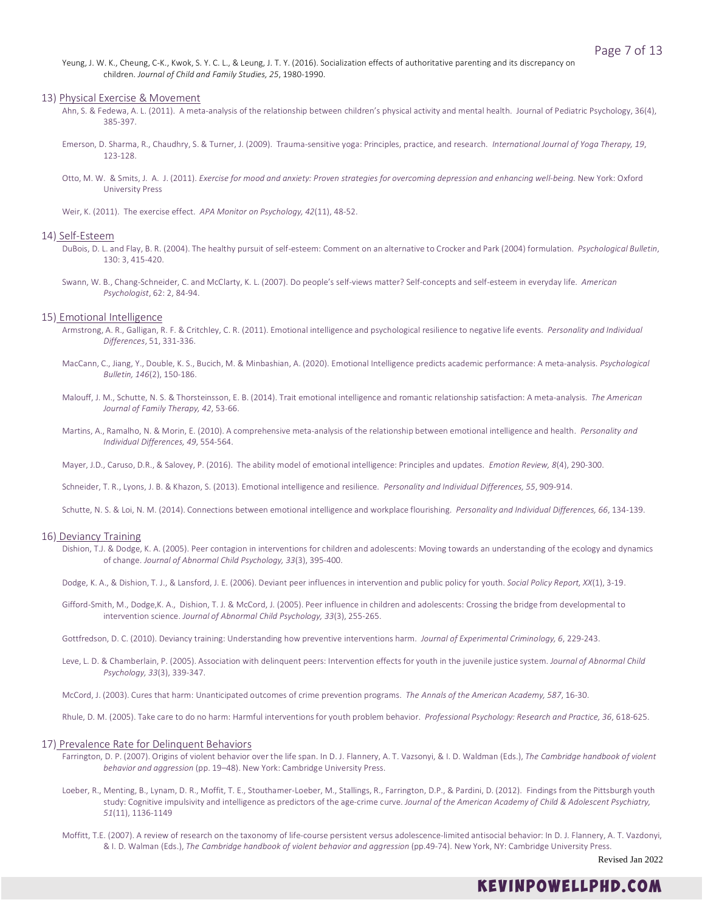Yeung, J. W. K., Cheung, C-K., Kwok, S. Y. C. L., & Leung, J. T. Y. (2016). Socialization effects of authoritative parenting and its discrepancy on children. *Journal of Child and Family Studies, 25*, 1980-1990.

## 13) Physical Exercise & Movement

Ahn, S. & Fedewa, A. L. (2011). A meta-analysis of the relationship between children's physical activity and mental health. Journal of Pediatric Psychology, 36(4), 385-397.

Emerson, D. Sharma, R., Chaudhry, S. & Turner, J. (2009). Trauma-sensitive yoga: Principles, practice, and research. *International Journal of Yoga Therapy, 19*, 123-128.

Otto, M. W. & Smits, J. A. J. (2011). *Exercise for mood and anxiety: Proven strategies for overcoming depression and enhancing well-being.* New York: Oxford University Press

Weir, K. (2011). The exercise effect. *APA Monitor on Psychology, 42*(11), 48-52.

## 14) Self-Esteem

DuBois, D. L. and Flay, B. R. (2004). The healthy pursuit of self-esteem: Comment on an alternative to Crocker and Park (2004) formulation. *Psychological Bulletin*, 130: 3, 415-420.

Swann, W. B., Chang-Schneider, C. and McClarty, K. L. (2007). Do people's self-views matter? Self-concepts and self-esteem in everyday life. *American Psychologist*, 62: 2, 84-94.

## 15) Emotional Intelligence

Armstrong, A. R., Galligan, R. F. & Critchley, C. R. (2011). Emotional intelligence and psychological resilience to negative life events. *Personality and Individual Differences*, 51, 331-336.

MacCann, C., Jiang, Y., Double, K. S., Bucich, M. & Minbashian, A. (2020). Emotional Intelligence predicts academic performance: A meta-analysis. *Psychological Bulletin, 146*(2), 150-186.

Malouff, J. M., Schutte, N. S. & Thorsteinsson, E. B. (2014). Trait emotional intelligence and romantic relationship satisfaction: A meta-analysis. *The American Journal of Family Therapy, 42*, 53-66.

Martins, A., Ramalho, N. & Morin, E. (2010). A comprehensive meta-analysis of the relationship between emotional intelligence and health. *Personality and Individual Differences, 49*, 554-564.

Mayer, J.D., Caruso, D.R., & Salovey, P. (2016). The ability model of emotional intelligence: Principles and updates. *Emotion Review, 8*(4), 290-300.

Schneider, T. R., Lyons, J. B. & Khazon, S. (2013). Emotional intelligence and resilience. *Personality and Individual Differences, 55*, 909-914.

Schutte, N. S. & Loi, N. M. (2014). Connections between emotional intelligence and workplace flourishing. *Personality and Individual Differences, 66*, 134-139.

## 16) Deviancy Training

Dishion, T.J. & Dodge, K. A. (2005). Peer contagion in interventions for children and adolescents: Moving towards an understanding of the ecology and dynamics of change. *Journal of Abnormal Child Psychology, 33*(3), 395-400.

Dodge, K. A., & Dishion, T. J., & Lansford, J. E. (2006). Deviant peer influences in intervention and public policy for youth. *Social Policy Report, XX*(1), 3-19.

Gifford-Smith, M., Dodge,K. A., Dishion, T. J. & McCord, J. (2005). Peer influence in children and adolescents: Crossing the bridge from developmental to intervention science. *Journal of Abnormal Child Psychology, 33*(3), 255-265.

Gottfredson, D. C. (2010). Deviancy training: Understanding how preventive interventions harm. *Journal of Experimental Criminology, 6*, 229-243.

Leve, L. D. & Chamberlain, P. (2005). Association with delinquent peers: Intervention effects for youth in the juvenile justice system. *Journal of Abnormal Child Psychology, 33*(3), 339-347.

McCord, J. (2003). Cures that harm: Unanticipated outcomes of crime prevention programs. *The Annals of the American Academy, 587*, 16-30.

Rhule, D. M. (2005). Take care to do no harm: Harmful interventions for youth problem behavior. *Professional Psychology: Research and Practice, 36*, 618-625.

## 17) Prevalence Rate for Delinquent Behaviors

Farrington, D. P. (2007). Origins of violent behavior over the life span. In D. J. Flannery, A. T. Vazsonyi, & I. D. Waldman (Eds.), *The Cambridge handbook of violent behavior and aggression* (pp. 19–48). New York: Cambridge University Press.

Loeber, R., Menting, B., Lynam, D. R., Moffit, T. E., Stouthamer-Loeber, M., Stallings, R., Farrington, D.P., & Pardini, D. (2012). Findings from the Pittsburgh youth study: Cognitive impulsivity and intelligence as predictors of the age-crime curve. *Journal of the American Academy of Child & Adolescent Psychiatry, 51*(11), 1136-1149

Moffitt, T.E. (2007). A review of research on the taxonomy of life-course persistent versus adolescence-limited antisocial behavior: In D. J. Flannery, A. T. Vazdonyi, & I. D. Walman (Eds.), *The Cambridge handbook of violent behavior and aggression* (pp.49-74). New York, NY: Cambridge University Press.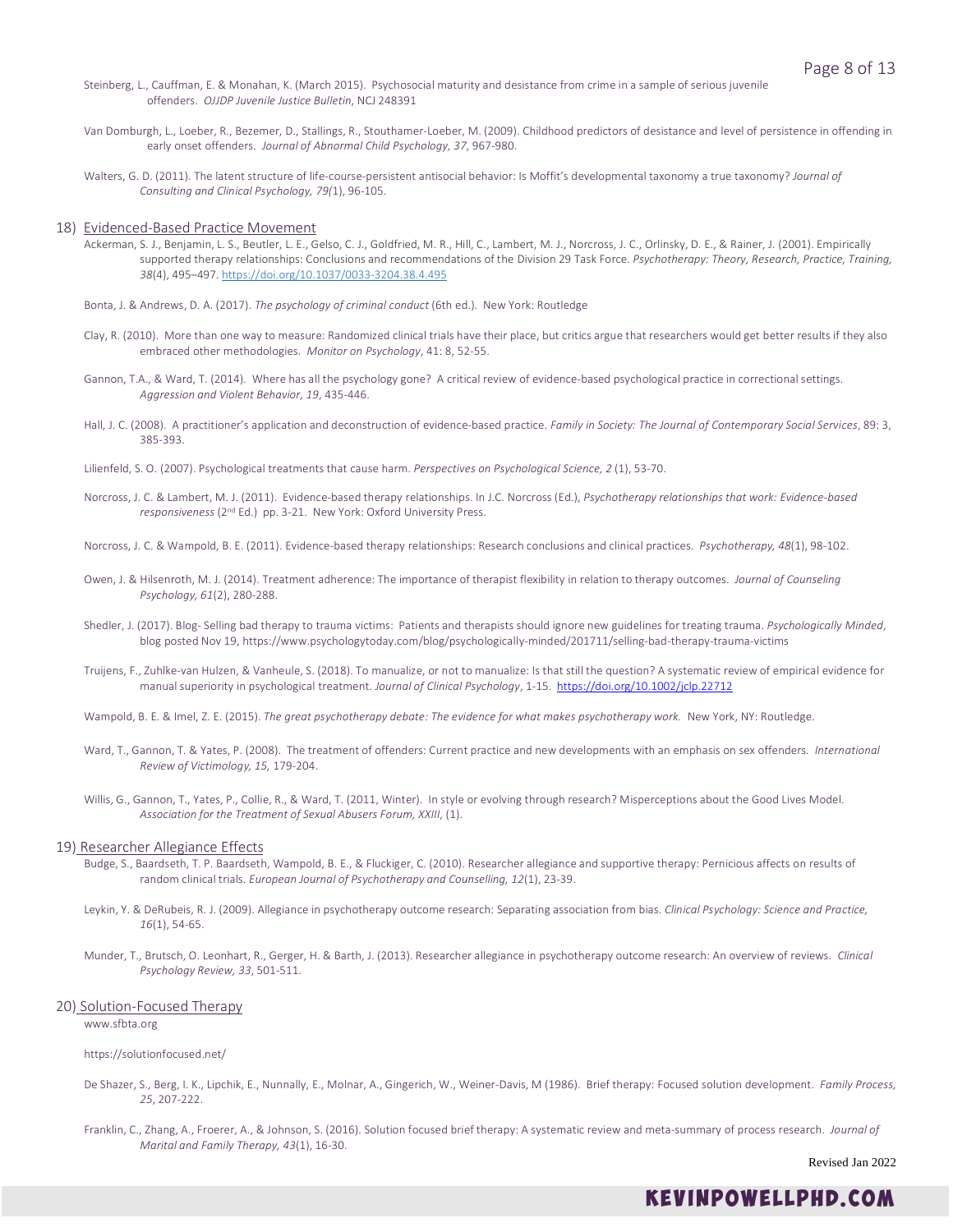Steinberg, L., Cauffman, E. & Monahan, K. (March 2015). Psychosocial maturity and desistance from crime in a sample of serious juvenile offenders. *OJJDP Juvenile Justice Bulletin*, NCJ 248391

Van Domburgh, L., Loeber, R., Bezemer, D., Stallings, R., Stouthamer-Loeber, M. (2009). Childhood predictors of desistance and level of persistence in offending in early onset offenders. *Journal of Abnormal Child Psychology, 37*, 967-980.

Walters, G. D. (2011). The latent structure of life-course-persistent antisocial behavior: Is Moffit's developmental taxonomy a true taxonomy? *Journal of Consulting and Clinical Psychology, 79(*1), 96-105.

## 18) Evidenced-Based Practice Movement

Ackerman, S. J., Benjamin, L. S., Beutler, L. E., Gelso, C. J., Goldfried, M. R., Hill, C., Lambert, M. J., Norcross, J. C., Orlinsky, D. E., & Rainer, J. (2001). Empirically supported therapy relationships: Conclusions and recommendations of the Division 29 Task Force. *Psychotherapy: Theory, Research, Practice, Training, 38*(4), 495–497. https://doi.org/10.1037/0033-3204.38.4.495

Bonta, J. & Andrews, D. A. (2017). *The psychology of criminal conduct* (6th ed.). New York: Routledge

Clay, R. (2010). More than one way to measure: Randomized clinical trials have their place, but critics argue that researchers would get better results if they also embraced other methodologies. *Monitor on Psychology*, 41: 8, 52-55.

Gannon, T.A., & Ward, T. (2014). Where has all the psychology gone? A critical review of evidence-based psychological practice in correctional settings. *Aggression and Violent Behavior, 19*, 435-446.

Hall, J. C. (2008). A practitioner's application and deconstruction of evidence-based practice. *Family in Society: The Journal of Contemporary Social Services*, 89: 3, 385-393.

Lilienfeld, S. O. (2007). Psychological treatments that cause harm. *Perspectives on Psychological Science, 2* (1), 53-70.

Norcross, J. C. & Lambert, M. J. (2011). Evidence-based therapy relationships. In J.C. Norcross (Ed.), *Psychotherapy relationships that work: Evidence-based responsiveness* (2nd Ed.) pp. 3-21. New York: Oxford University Press.

Norcross, J. C. & Wampold, B. E. (2011). Evidence-based therapy relationships: Research conclusions and clinical practices. *Psychotherapy, 48*(1), 98-102.

Owen, J. & Hilsenroth, M. J. (2014). Treatment adherence: The importance of therapist flexibility in relation to therapy outcomes. *Journal of Counseling Psychology, 61*(2), 280-288.

Shedler, J. (2017). Blog- Selling bad therapy to trauma victims: Patients and therapists should ignore new guidelines for treating trauma. *Psychologically Minded*, blog posted Nov 19, https://www.psychologytoday.com/blog/psychologically-minded/201711/selling-bad-therapy-trauma-victims

Truijens, F., Zuhlke-van Hulzen, & Vanheule, S. (2018). To manualize, or not to manualize: Is that still the question? A systematic review of empirical evidence for manual superiority in psychological treatment. *Journal of Clinical Psychology*, 1-15. https://doi.org/10.1002/jclp.22712

Wampold, B. E. & Imel, Z. E. (2015). *The great psychotherapy debate: The evidence for what makes psychotherapy work.* New York, NY: Routledge.

Ward, T., Gannon, T. & Yates, P. (2008). The treatment of offenders: Current practice and new developments with an emphasis on sex offenders. *International Review of Victimology, 15*, 179-204.

Willis, G., Gannon, T., Yates, P., Collie, R., & Ward, T. (2011, Winter). In style or evolving through research? Misperceptions about the Good Lives Model. *Association for the Treatment of Sexual Abusers Forum, XXIII*, (1).

## 19) Researcher Allegiance Effects

Budge, S., Baardseth, T. P. Baardseth, Wampold, B. E., & Fluckiger, C. (2010). Researcher allegiance and supportive therapy: Pernicious affects on results of random clinical trials. *European Journal of Psychotherapy and Counselling, 12*(1), 23-39.

Leykin, Y. & DeRubeis, R. J. (2009). Allegiance in psychotherapy outcome research: Separating association from bias. *Clinical Psychology: Science and Practice, 16*(1), 54-65.

Munder, T., Brutsch, O. Leonhart, R., Gerger, H. & Barth, J. (2013). Researcher allegiance in psychotherapy outcome research: An overview of reviews. *Clinical Psychology Review, 33*, 501-511.

## 20) Solution-Focused Therapy

www.sfbta.org

https://solutionfocused.net/

De Shazer, S., Berg, I. K., Lipchik, E., Nunnally, E., Molnar, A., Gingerich, W., Weiner-Davis, M (1986). Brief therapy: Focused solution development. *Family Process, 25*, 207-222.

Franklin, C., Zhang, A., Froerer, A., & Johnson, S. (2016). Solution focused brief therapy: A systematic review and meta-summary of process research. *Journal of Marital and Family Therapy, 43*(1), 16-30.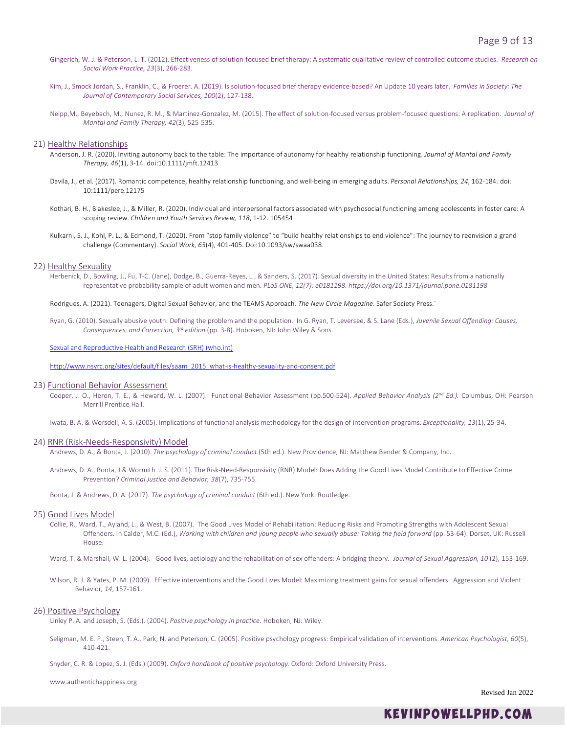Gingerich, W. J. & Peterson, L. T. (2012). Effectiveness of solution-focused brief therapy: A systematic qualitative review of controlled outcome studies. *Research on Social Work Practice, 23*(3), 266-283.

Kim, J., Smock Jordan, S., Franklin, C., & Froerer. A. (2019). Is solution-focused brief therapy evidence-based? An Update 10 years later. *Families in Society: The Journal of Contemporary Social Services, 100*(2), 127-138.

Neipp,M., Beyebach, M., Nunez, R. M., & Martinez-Gonzalez, M. (2015). The effect of solution-focused versus problem-focused questions: A replication. *Journal of Marital and Family Therapy, 42*(3), 525-535.

## 21) Healthy Relationships

Anderson, J. R. (2020). Inviting autonomy back to the table: The importance of autonomy for healthy relationship functioning. *Journal of Marital and Family Therapy, 46*(1), 3-14. doi:10.1111/jmft.12413

Davila, J., et al. (2017). Romantic competence, healthy relationship functioning, and well-being in emerging adults. *Personal Relationships, 24*, 162-184. doi: 10:1111/pere.12175

Kothari, B. H., Blakeslee, J., & Miller, R. (2020). Individual and interpersonal factors associated with psychosocial functioning among adolescents in foster care: A scoping review. *Children and Youth Services Review, 118*, 1-12. 105454

Kulkarni, S. J., Kohl, P. L., & Edmond, T. (2020). From "stop family violence" to "build healthy relationships to end violence": The journey to reenvision a grand challenge (Commentary). *Social Work, 65*(4), 401-405. Doi:10.1093/sw/swaa038.

## 22) Healthy Sexuality

Herbenick, D., Bowling, J., Fu, T-C. (Jane), Dodge, B., Guerra-Reyes, L., & Sanders, S. (2017). Sexual diversity in the United States: Results from a nationally representative probability sample of adult women and men. *PLoS ONE, 12(7): e0181198. https://doi.org/10.1371/journal.pone.0181198*

Rodrigues, A. (2021). Teenagers, Digital Sexual Behavior, and the TEAMS Approach. *The New Circle Magazine*. Safer Society Press.`

Ryan, G. (2010). Sexually abusive youth: Defining the problem and the population. In G. Ryan, T. Leversee, & S. Lane (Eds.), *Juvenile Sexual Offending: Causes, Consequences, and Correction, 3rd edition* (pp. 3-8). Hoboken, NJ: John Wiley & Sons.

Sexual and Reproductive Health and Research (SRH) (who.int)

http://www.nsvrc.org/sites/default/files/saam_2015_what-is-healthy-sexuality-and-consent.pdf

## 23) Functional Behavior Assessment

Cooper, J. O., Heron, T. E., & Heward, W. L. (2007). Functional Behavior Assessment (pp.500-524). *Applied Behavior Analysis (2nd Ed.).* Columbus, OH: Pearson Merrill Prentice Hall.

Iwata, B. A. & Worsdell, A. S. (2005). Implications of functional analysis methodology for the design of intervention programs. *Exceptionality, 13*(1), 25-34.

## 24) RNR (Risk-Needs-Responsivity) Model

Andrews, D. A., & Bonta, J. (2010). *The psychology of criminal conduct* (5th ed.). New Providence, NJ: Matthew Bender & Company, Inc.

Andrews, D. A., Bonta, J & Wormith J. S. (2011). The Risk-Need-Responsivity (RNR) Model: Does Adding the Good Lives Model Contribute to Effective Crime Prevention? *Criminal Justice and Behavior, 38*(7), 735-755.

Bonta, J. & Andrews, D. A. (2017). *The psychology of criminal conduct* (6th ed.). New York: Routledge.

## 25) Good Lives Model

Collie, R., Ward, T., Ayland, L., & West, B. (2007). The Good Lives Model of Rehabilitation: Reducing Risks and Promoting Strengths with Adolescent Sexual Offenders. In Calder, M.C. (Ed.), *Working with children and young people who sexually abuse: Taking the field forward* (pp. 53-64). Dorset, UK: Russell House.

Ward, T. & Marshall, W. L. (2004). Good lives, aetiology and the rehabilitation of sex offenders: A bridging theory. *Journal of Sexual Aggression, 10* (2), 153-169.

Wilson, R. J. & Yates, P. M. (2009). Effective interventions and the Good Lives Model: Maximizing treatment gains for sexual offenders. Aggression and Violent Behavior*, 14*, 157-161.

## 26) Positive Psychology

Linley P. A. and Joseph, S. (Eds.). (2004). *Positive psychology in practice.* Hoboken, NJ: Wiley.

Seligman, M. E. P., Steen, T. A., Park, N. and Peterson, C. (2005). Positive psychology progress: Empirical validation of interventions. *American Psychologist, 60*(5), 410-421.

Snyder, C. R. & Lopez, S. J. (Eds.) (2009). *Oxford handbook of positive psychology*. Oxford: Oxford University Press.

www.authentichappiness.org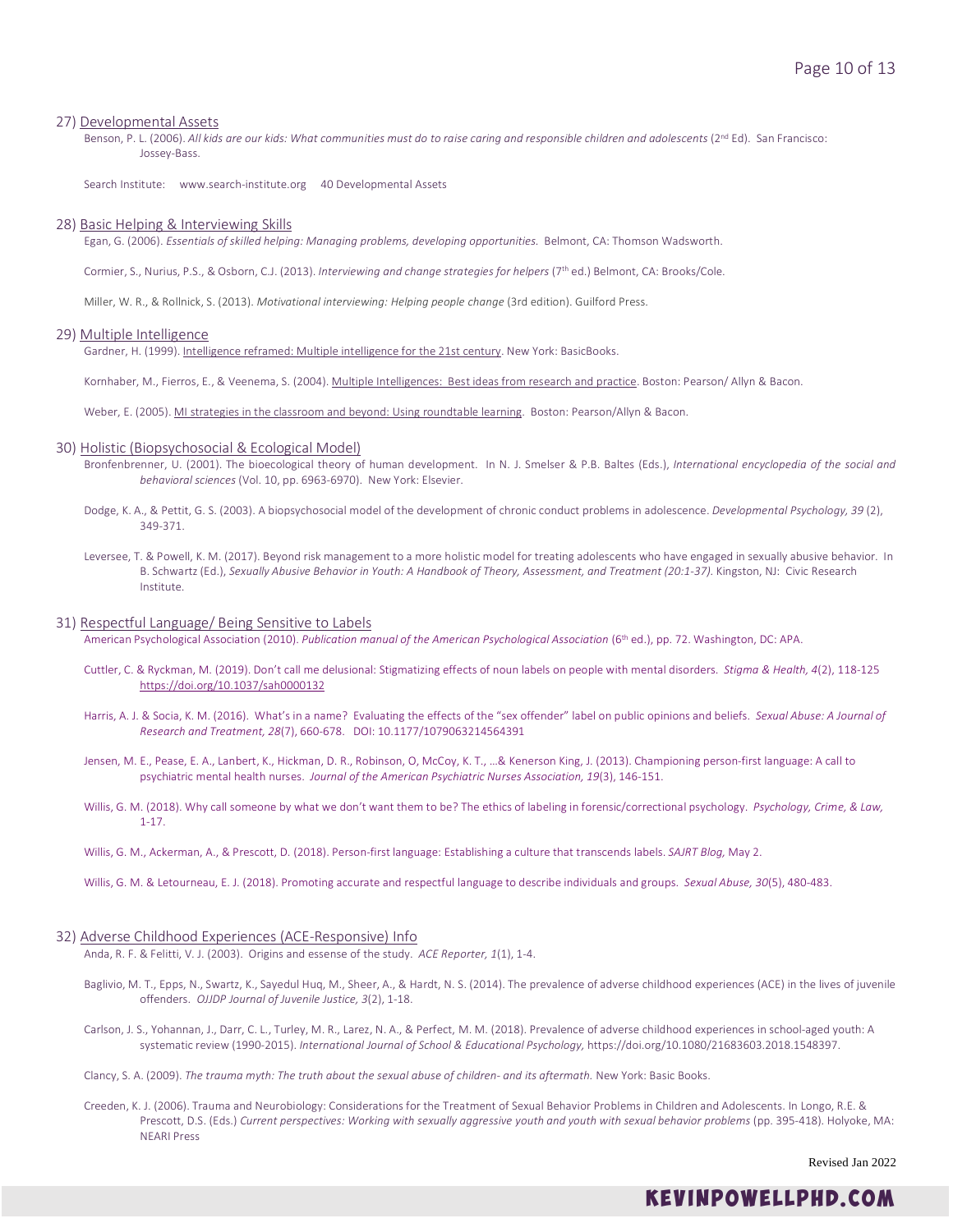27) Developmental Assets

Benson, P. L. (2006). *All kids are our kids: What communities must do to raise caring and responsible children and adolescents* (2nd Ed). San Francisco: Jossey-Bass.

Search Institute: www.search-institute.org 40 Developmental Assets

28) Basic Helping & Interviewing Skills

Egan, G. (2006). *Essentials of skilled helping: Managing problems, developing opportunities.* Belmont, CA: Thomson Wadsworth.

Cormier, S., Nurius, P.S., & Osborn, C.J. (2013). *Interviewing and change strategies for helpers* (7th ed.) Belmont, CA: Brooks/Cole.

Miller, W. R., & Rollnick, S. (2013). *Motivational interviewing: Helping people change* (3rd edition). Guilford Press.

29) Multiple Intelligence

Gardner, H. (1999). Intelligence reframed: Multiple intelligence for the 21st century. New York: BasicBooks.

Kornhaber, M., Fierros, E., & Veenema, S. (2004). Multiple Intelligences: Best ideas from research and practice. Boston: Pearson/ Allyn & Bacon.

Weber, E. (2005). MI strategies in the classroom and beyond: Using roundtable learning. Boston: Pearson/Allyn & Bacon.

30) Holistic (Biopsychosocial & Ecological Model)

Bronfenbrenner, U. (2001). The bioecological theory of human development. In N. J. Smelser & P.B. Baltes (Eds.), *International encyclopedia of the social and behavioral sciences* (Vol. 10, pp. 6963-6970). New York: Elsevier.

Dodge, K. A., & Pettit, G. S. (2003). A biopsychosocial model of the development of chronic conduct problems in adolescence. *Developmental Psychology, 39* (2), 349-371.

Leversee, T. & Powell, K. M. (2017). Beyond risk management to a more holistic model for treating adolescents who have engaged in sexually abusive behavior. In B. Schwartz (Ed.), *Sexually Abusive Behavior in Youth: A Handbook of Theory, Assessment, and Treatment (20:1-37).* Kingston, NJ: Civic Research Institute.

31) Respectful Language/ Being Sensitive to Labels

American Psychological Association (2010). *Publication manual of the American Psychological Association* (6th ed.), pp. 72. Washington, DC: APA.

Cuttler, C. & Ryckman, M. (2019). Don't call me delusional: Stigmatizing effects of noun labels on people with mental disorders. *Stigma & Health, 4*(2), 118-125 https://doi.org/10.1037/sah0000132

Harris, A. J. & Socia, K. M. (2016). What's in a name? Evaluating the effects of the "sex offender" label on public opinions and beliefs. *Sexual Abuse: A Journal of Research and Treatment, 28*(7), 660-678. DOI: 10.1177/1079063214564391

Jensen, M. E., Pease, E. A., Lanbert, K., Hickman, D. R., Robinson, O, McCoy, K. T., …& Kenerson King, J. (2013). Championing person-first language: A call to psychiatric mental health nurses. *Journal of the American Psychiatric Nurses Association, 19*(3), 146-151.

Willis, G. M. (2018). Why call someone by what we don't want them to be? The ethics of labeling in forensic/correctional psychology. *Psychology, Crime, & Law,* 1-17.

Willis, G. M., Ackerman, A., & Prescott, D. (2018). Person-first language: Establishing a culture that transcends labels. *SAJRT Blog,* May 2.

Willis, G. M. & Letourneau, E. J. (2018). Promoting accurate and respectful language to describe individuals and groups. *Sexual Abuse, 30*(5), 480-483.

32) Adverse Childhood Experiences (ACE-Responsive) Info

Anda, R. F. & Felitti, V. J. (2003). Origins and essense of the study. *ACE Reporter, 1*(1), 1-4.

Baglivio, M. T., Epps, N., Swartz, K., Sayedul Huq, M., Sheer, A., & Hardt, N. S. (2014). The prevalence of adverse childhood experiences (ACE) in the lives of juvenile offenders. *OJJDP Journal of Juvenile Justice, 3*(2), 1-18.

Carlson, J. S., Yohannan, J., Darr, C. L., Turley, M. R., Larez, N. A., & Perfect, M. M. (2018). Prevalence of adverse childhood experiences in school-aged youth: A systematic review (1990-2015). *International Journal of School & Educational Psychology,* https://doi.org/10.1080/21683603.2018.1548397.

Clancy, S. A. (2009). *The trauma myth: The truth about the sexual abuse of children- and its aftermath.* New York: Basic Books.

Creeden, K. J. (2006). Trauma and Neurobiology: Considerations for the Treatment of Sexual Behavior Problems in Children and Adolescents. In Longo, R.E. & Prescott, D.S. (Eds.) *Current perspectives: Working with sexually aggressive youth and youth with sexual behavior problems* (pp. 395-418). Holyoke, MA: NEARI Press

Revised Jan 2022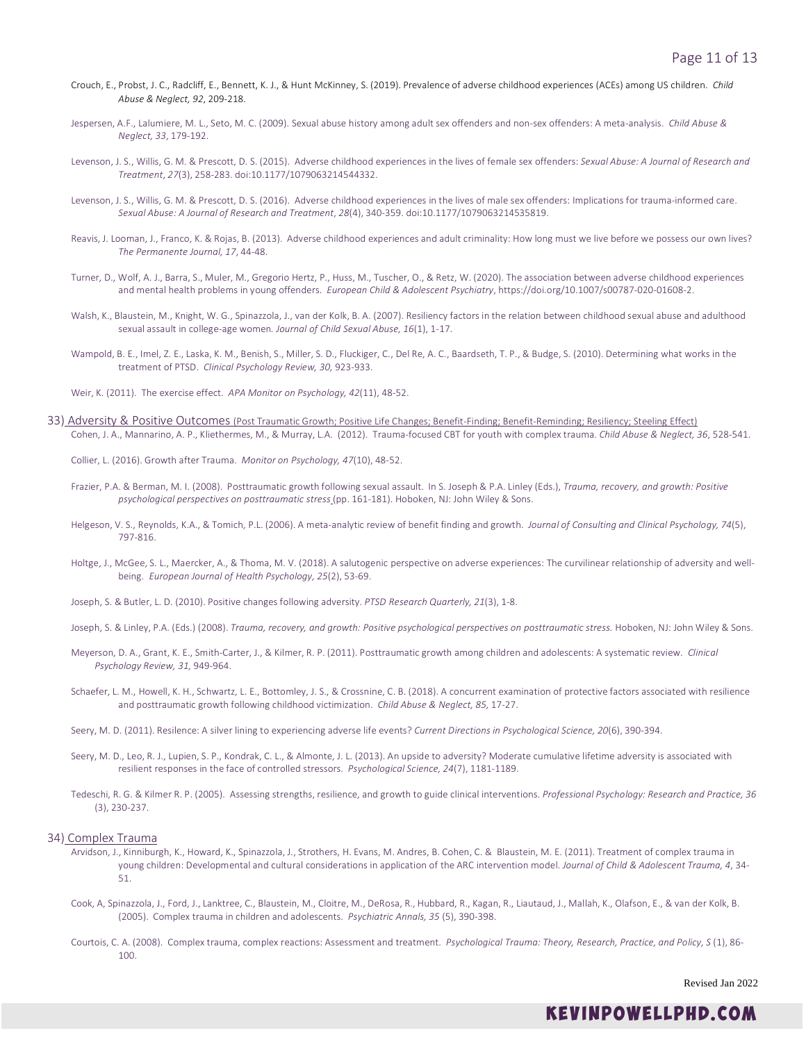Crouch, E., Probst, J. C., Radcliff, E., Bennett, K. J., & Hunt McKinney, S. (2019). Prevalence of adverse childhood experiences (ACEs) among US children. *Child Abuse & Neglect, 92*, 209-218.

Jespersen, A.F., Lalumiere, M. L., Seto, M. C. (2009). Sexual abuse history among adult sex offenders and non-sex offenders: A meta-analysis. *Child Abuse & Neglect, 33*, 179-192.

Levenson, J. S., Willis, G. M. & Prescott, D. S. (2015). Adverse childhood experiences in the lives of female sex offenders: *Sexual Abuse: A Journal of Research and Treatment*, *27*(3), 258-283. doi:10.1177/1079063214544332.

Levenson, J. S., Willis, G. M. & Prescott, D. S. (2016). Adverse childhood experiences in the lives of male sex offenders: Implications for trauma-informed care. *Sexual Abuse: A Journal of Research and Treatment*, *28*(4), 340-359. doi:10.1177/1079063214535819.

Reavis, J. Looman, J., Franco, K. & Rojas, B. (2013). Adverse childhood experiences and adult criminality: How long must we live before we possess our own lives? *The Permanente Journal, 17*, 44-48.

Turner, D., Wolf, A. J., Barra, S., Muler, M., Gregorio Hertz, P., Huss, M., Tuscher, O., & Retz, W. (2020). The association between adverse childhood experiences and mental health problems in young offenders. *European Child & Adolescent Psychiatry*, https://doi.org/10.1007/s00787-020-01608-2.

Walsh, K., Blaustein, M., Knight, W. G., Spinazzola, J., van der Kolk, B. A. (2007). Resiliency factors in the relation between childhood sexual abuse and adulthood sexual assault in college-age women. *Journal of Child Sexual Abuse, 16*(1), 1-17.

Wampold, B. E., Imel, Z. E., Laska, K. M., Benish, S., Miller, S. D., Fluckiger, C., Del Re, A. C., Baardseth, T. P., & Budge, S. (2010). Determining what works in the treatment of PTSD. *Clinical Psychology Review, 30*, 923-933.

Weir, K. (2011). The exercise effect. *APA Monitor on Psychology, 42*(11), 48-52.

## 33) Adversity & Positive Outcomes (Post Traumatic Growth; Positive Life Changes; Benefit-Finding; Benefit-Reminding; Resiliency; Steeling Effect)

Cohen, J. A., Mannarino, A. P., Kliethermes, M., & Murray, L.A. (2012). Trauma-focused CBT for youth with complex trauma. *Child Abuse & Neglect, 36*, 528-541.

Collier, L. (2016). Growth after Trauma. *Monitor on Psychology, 47*(10), 48-52.

Frazier, P.A. & Berman, M. I. (2008). Posttraumatic growth following sexual assault. In S. Joseph & P.A. Linley (Eds.), *Trauma, recovery, and growth: Positive psychological perspectives on posttraumatic stress* (pp. 161-181). Hoboken, NJ: John Wiley & Sons.

Helgeson, V. S., Reynolds, K.A., & Tomich, P.L. (2006). A meta-analytic review of benefit finding and growth. *Journal of Consulting and Clinical Psychology, 74*(5), 797-816.

Holtge, J., McGee, S. L., Maercker, A., & Thoma, M. V. (2018). A salutogenic perspective on adverse experiences: The curvilinear relationship of adversity and well-being. *European Journal of Health Psychology, 25*(2), 53-69.

Joseph, S. & Butler, L. D. (2010). Positive changes following adversity. *PTSD Research Quarterly, 21*(3), 1-8.

Joseph, S. & Linley, P.A. (Eds.) (2008). *Trauma, recovery, and growth: Positive psychological perspectives on posttraumatic stress.* Hoboken, NJ: John Wiley & Sons.

Meyerson, D. A., Grant, K. E., Smith-Carter, J., & Kilmer, R. P. (2011). Posttraumatic growth among children and adolescents: A systematic review. *Clinical Psychology Review, 31,* 949-964.

Schaefer, L. M., Howell, K. H., Schwartz, L. E., Bottomley, J. S., & Crossnine, C. B. (2018). A concurrent examination of protective factors associated with resilience and posttraumatic growth following childhood victimization. *Child Abuse & Neglect, 85,* 17-27.

Seery, M. D. (2011). Resilience: A silver lining to experiencing adverse life events? *Current Directions in Psychological Science, 20*(6), 390-394.

Seery, M. D., Leo, R. J., Lupien, S. P., Kondrak, C. L., & Almonte, J. L. (2013). An upside to adversity? Moderate cumulative lifetime adversity is associated with resilient responses in the face of controlled stressors. *Psychological Science, 24*(7), 1181-1189.

Tedeschi, R. G. & Kilmer R. P. (2005). Assessing strengths, resilience, and growth to guide clinical interventions. *Professional Psychology: Research and Practice, 36* (3), 230-237.

## 34) Complex Trauma

Arvidson, J., Kinniburgh, K., Howard, K., Spinazzola, J., Strothers, H. Evans, M. Andres, B. Cohen, C. & Blaustein, M. E. (2011). Treatment of complex trauma in young children: Developmental and cultural considerations in application of the ARC intervention model. *Journal of Child & Adolescent Trauma, 4*, 34-51.

Cook, A, Spinazzola, J., Ford, J., Lanktree, C., Blaustein, M., Cloitre, M., DeRosa, R., Hubbard, R., Kagan, R., Liautaud, J., Mallah, K., Olafson, E., & van der Kolk, B. (2005). Complex trauma in children and adolescents. *Psychiatric Annals, 35* (5), 390-398.

Courtois, C. A. (2008). Complex trauma, complex reactions: Assessment and treatment. *Psychological Trauma: Theory, Research, Practice, and Policy, S* (1), 86-100.

Revised Jan 2022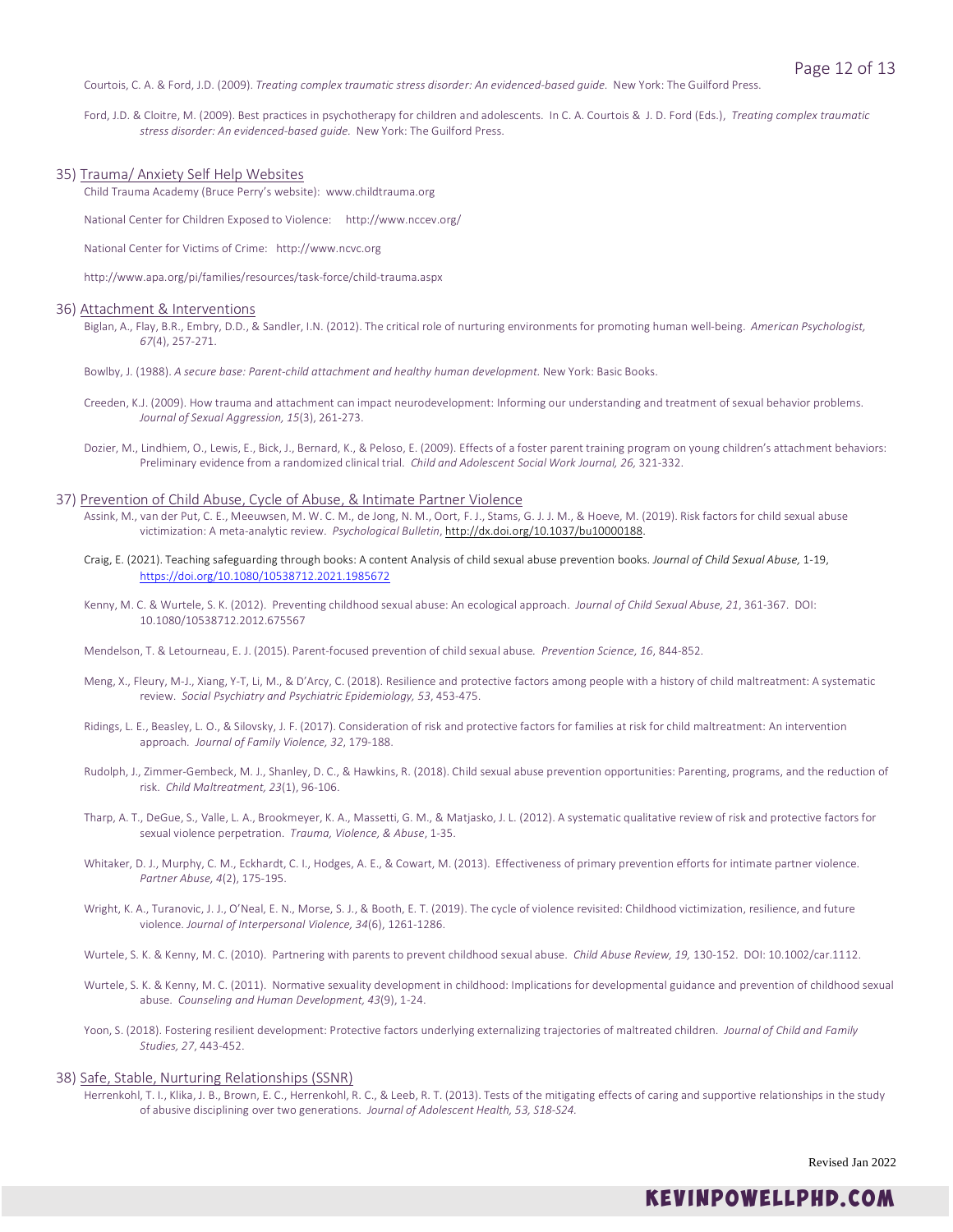Courtois, C. A. & Ford, J.D. (2009). *Treating complex traumatic stress disorder: An evidenced-based guide.* New York: The Guilford Press.

Ford, J.D. & Cloitre, M. (2009). Best practices in psychotherapy for children and adolescents. In C. A. Courtois & J. D. Ford (Eds.), *Treating complex traumatic stress disorder: An evidenced-based guide.* New York: The Guilford Press.

35) Trauma/ Anxiety Self Help Websites

Child Trauma Academy (Bruce Perry's website): www.childtrauma.org

National Center for Children Exposed to Violence: http://www.nccev.org/

National Center for Victims of Crime: http://www.ncvc.org

http://www.apa.org/pi/families/resources/task-force/child-trauma.aspx

36) Attachment & Interventions

Biglan, A., Flay, B.R., Embry, D.D., & Sandler, I.N. (2012). The critical role of nurturing environments for promoting human well-being. *American Psychologist, 67*(4), 257-271.

Bowlby, J. (1988). *A secure base: Parent-child attachment and healthy human development.* New York: Basic Books.

Creeden, K.J. (2009). How trauma and attachment can impact neurodevelopment: Informing our understanding and treatment of sexual behavior problems. *Journal of Sexual Aggression, 15*(3), 261-273.

Dozier, M., Lindhiem, O., Lewis, E., Bick, J., Bernard, K., & Peloso, E. (2009). Effects of a foster parent training program on young children's attachment behaviors: Preliminary evidence from a randomized clinical trial. *Child and Adolescent Social Work Journal, 26,* 321-332.

37) Prevention of Child Abuse, Cycle of Abuse, & Intimate Partner Violence

Assink, M., van der Put, C. E., Meeuwsen, M. W. C. M., de Jong, N. M., Oort, F. J., Stams, G. J. J. M., & Hoeve, M. (2019). Risk factors for child sexual abuse victimization: A meta-analytic review. *Psychological Bulletin*, http://dx.doi.org/10.1037/bu10000188.

Craig, E. (2021). Teaching safeguarding through books: A content Analysis of child sexual abuse prevention books. *Journal of Child Sexual Abuse,* 1-19, https://doi.org/10.1080/10538712.2021.1985672

Kenny, M. C. & Wurtele, S. K. (2012). Preventing childhood sexual abuse: An ecological approach. *Journal of Child Sexual Abuse, 21*, 361-367. DOI: 10.1080/10538712.2012.675567

Mendelson, T. & Letourneau, E. J. (2015). Parent-focused prevention of child sexual abuse. *Prevention Science*, *16*, 844-852.

Meng, X., Fleury, M-J., Xiang, Y-T, Li, M., & D'Arcy, C. (2018). Resilience and protective factors among people with a history of child maltreatment: A systematic review. *Social Psychiatry and Psychiatric Epidemiology, 53*, 453-475.

Ridings, L. E., Beasley, L. O., & Silovsky, J. F. (2017). Consideration of risk and protective factors for families at risk for child maltreatment: An intervention approach. *Journal of Family Violence, 32*, 179-188.

Rudolph, J., Zimmer-Gembeck, M. J., Shanley, D. C., & Hawkins, R. (2018). Child sexual abuse prevention opportunities: Parenting, programs, and the reduction of risk. *Child Maltreatment, 23*(1), 96-106.

Tharp, A. T., DeGue, S., Valle, L. A., Brookmeyer, K. A., Massetti, G. M., & Matjasko, J. L. (2012). A systematic qualitative review of risk and protective factors for sexual violence perpetration. *Trauma, Violence, & Abuse*, 1-35.

Whitaker, D. J., Murphy, C. M., Eckhardt, C. I., Hodges, A. E., & Cowart, M. (2013). Effectiveness of primary prevention efforts for intimate partner violence. *Partner Abuse, 4*(2), 175-195.

Wright, K. A., Turanovic, J. J., O'Neal, E. N., Morse, S. J., & Booth, E. T. (2019). The cycle of violence revisited: Childhood victimization, resilience, and future violence. *Journal of Interpersonal Violence, 34*(6), 1261-1286.

Wurtele, S. K. & Kenny, M. C. (2010). Partnering with parents to prevent childhood sexual abuse. *Child Abuse Review, 19,* 130-152. DOI: 10.1002/car.1112.

Wurtele, S. K. & Kenny, M. C. (2011). Normative sexuality development in childhood: Implications for developmental guidance and prevention of childhood sexual abuse. *Counseling and Human Development, 43*(9), 1-24.

Yoon, S. (2018). Fostering resilient development: Protective factors underlying externalizing trajectories of maltreated children. *Journal of Child and Family Studies, 27*, 443-452.

38) Safe, Stable, Nurturing Relationships (SSNR)

Herrenkohl, T. I., Klika, J. B., Brown, E. C., Herrenkohl, R. C., & Leeb, R. T. (2013). Tests of the mitigating effects of caring and supportive relationships in the study of abusive disciplining over two generations. *Journal of Adolescent Health, 53, S18-S24.*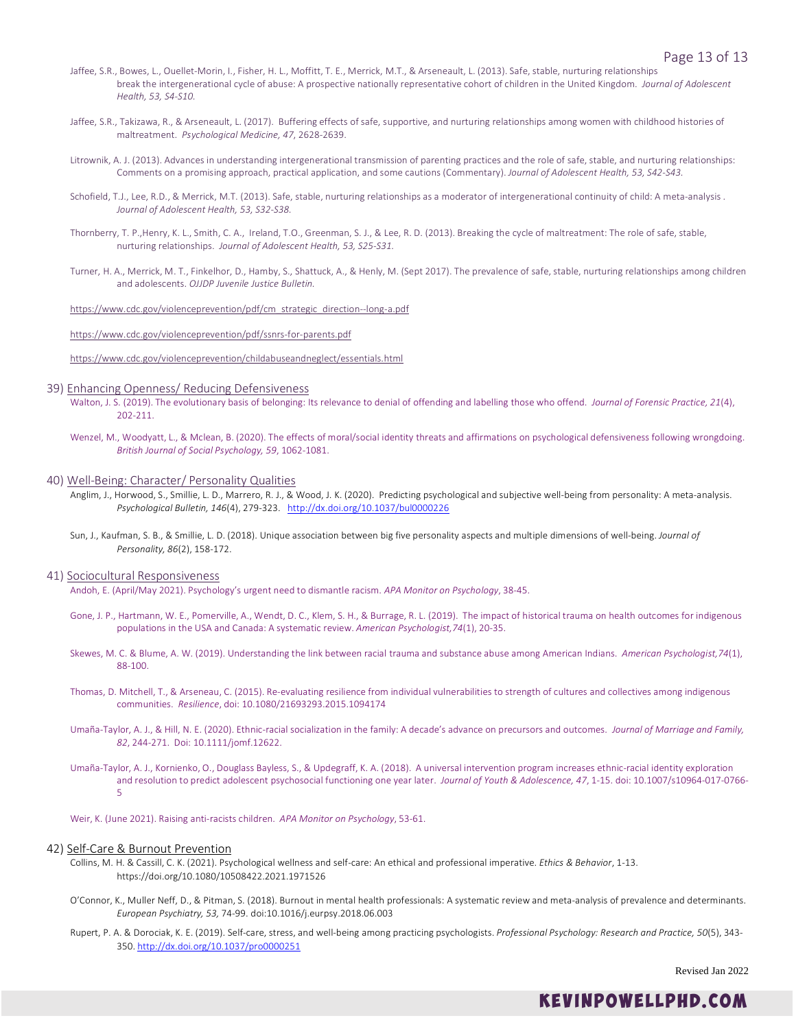Jaffee, S.R., Bowes, L., Ouellet-Morin, I., Fisher, H. L., Moffitt, T. E., Merrick, M.T., & Arseneault, L. (2013). Safe, stable, nurturing relationships break the intergenerational cycle of abuse: A prospective nationally representative cohort of children in the United Kingdom. *Journal of Adolescent Health, 53, S4-S10.*

Jaffee, S.R., Takizawa, R., & Arseneault, L. (2017). Buffering effects of safe, supportive, and nurturing relationships among women with childhood histories of maltreatment. *Psychological Medicine, 47*, 2628-2639.

Litrownik, A. J. (2013). Advances in understanding intergenerational transmission of parenting practices and the role of safe, stable, and nurturing relationships: Comments on a promising approach, practical application, and some cautions (Commentary). *Journal of Adolescent Health, 53, S42-S43.*

Schofield, T.J., Lee, R.D., & Merrick, M.T. (2013). Safe, stable, nurturing relationships as a moderator of intergenerational continuity of child: A meta-analysis . *Journal of Adolescent Health, 53, S32-S38.*

Thornberry, T. P.,Henry, K. L., Smith, C. A., Ireland, T.O., Greenman, S. J., & Lee, R. D. (2013). Breaking the cycle of maltreatment: The role of safe, stable, nurturing relationships. *Journal of Adolescent Health, 53, S25-S31.*

Turner, H. A., Merrick, M. T., Finkelhor, D., Hamby, S., Shattuck, A., & Henly, M. (Sept 2017). The prevalence of safe, stable, nurturing relationships among children and adolescents. *OJJDP Juvenile Justice Bulletin.*

https://www.cdc.gov/violenceprevention/pdf/cm_strategic_direction--long-a.pdf

https://www.cdc.gov/violenceprevention/pdf/ssnrs-for-parents.pdf

https://www.cdc.gov/violenceprevention/childabuseandneglect/essentials.html

39) Enhancing Openness/ Reducing Defensiveness

Walton, J. S. (2019). The evolutionary basis of belonging: Its relevance to denial of offending and labelling those who offend. *Journal of Forensic Practice, 21*(4), 202-211.

Wenzel, M., Woodyatt, L., & Mclean, B. (2020). The effects of moral/social identity threats and affirmations on psychological defensiveness following wrongdoing. *British Journal of Social Psychology, 59*, 1062-1081.

40) Well-Being: Character/ Personality Qualities

Anglim, J., Horwood, S., Smillie, L. D., Marrero, R. J., & Wood, J. K. (2020). Predicting psychological and subjective well-being from personality: A meta-analysis. *Psychological Bulletin, 146*(4), 279-323. http://dx.doi.org/10.1037/bul0000226

Sun, J., Kaufman, S. B., & Smillie, L. D. (2018). Unique association between big five personality aspects and multiple dimensions of well-being. *Journal of Personality, 86*(2), 158-172.

41) Sociocultural Responsiveness

Andoh, E. (April/May 2021). Psychology's urgent need to dismantle racism. *APA Monitor on Psychology*, 38-45.

Gone, J. P., Hartmann, W. E., Pomerville, A., Wendt, D. C., Klem, S. H., & Burrage, R. L. (2019). The impact of historical trauma on health outcomes for indigenous populations in the USA and Canada: A systematic review. *American Psychologist,74*(1), 20-35.

Skewes, M. C. & Blume, A. W. (2019). Understanding the link between racial trauma and substance abuse among American Indians. *American Psychologist,74*(1), 88-100.

Thomas, D. Mitchell, T., & Arseneau, C. (2015). Re-evaluating resilience from individual vulnerabilities to strength of cultures and collectives among indigenous communities. *Resilience*, doi: 10.1080/21693293.2015.1094174

Umaña-Taylor, A. J., & Hill, N. E. (2020). Ethnic-racial socialization in the family: A decade's advance on precursors and outcomes. *Journal of Marriage and Family, 82*, 244-271. Doi: 10.1111/jomf.12622.

Umaña-Taylor, A. J., Kornienko, O., Douglass Bayless, S., & Updegraff, K. A. (2018). A universal intervention program increases ethnic-racial identity exploration and resolution to predict adolescent psychosocial functioning one year later. *Journal of Youth & Adolescence, 47*, 1-15. doi: 10.1007/s10964-017-0766-5

Weir, K. (June 2021). Raising anti-racists children. *APA Monitor on Psychology*, 53-61.

42) Self-Care & Burnout Prevention

Collins, M. H. & Cassill, C. K. (2021). Psychological wellness and self-care: An ethical and professional imperative. *Ethics & Behavior*, 1-13. https://doi.org/10.1080/10508422.2021.1971526

O'Connor, K., Muller Neff, D., & Pitman, S. (2018). Burnout in mental health professionals: A systematic review and meta-analysis of prevalence and determinants. *European Psychiatry, 53,* 74-99. doi:10.1016/j.eurpsy.2018.06.003

Rupert, P. A. & Dorociak, K. E. (2019). Self-care, stress, and well-being among practicing psychologists. *Professional Psychology: Research and Practice, 50*(5), 343-350. http://dx.doi.org/10.1037/pro0000251

Revised Jan 2022